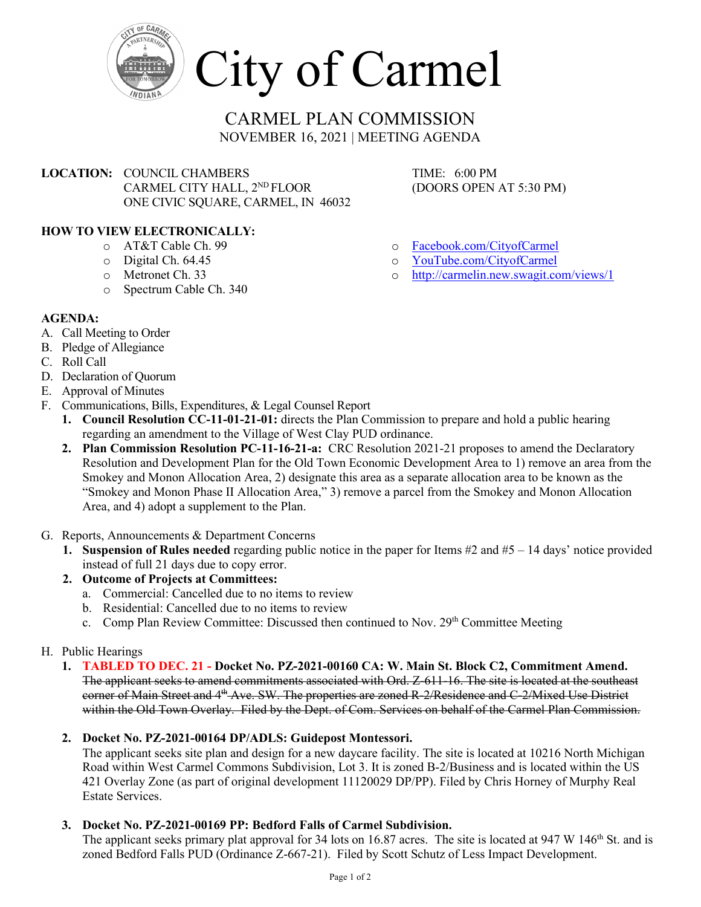# City of Carmel

## CARMEL PLAN COMMISSION

NOVEMBER 16, 2021 | MEETING AGENDA

**LOCATION:** COUNCIL CHAMBERS
CARMEL CITY HALL, 2ND FLOOR
ONE CIVIC SQUARE, CARMEL, IN 46032

TIME: 6:00 PM
(DOORS OPEN AT 5:30 PM)

**HOW TO VIEW ELECTRONICALLY:**

- AT&T Cable Ch. 99
- Digital Ch. 64.45
- Metronet Ch. 33
- Spectrum Cable Ch. 340
- Facebook.com/CityofCarmel
- YouTube.com/CityofCarmel
- http://carmelin.new.swagit.com/views/1

**AGENDA:**

A. Call Meeting to Order
B. Pledge of Allegiance
C. Roll Call
D. Declaration of Quorum
E. Approval of Minutes
F. Communications, Bills, Expenditures, & Legal Counsel Report
  1. **Council Resolution CC-11-01-21-01:** directs the Plan Commission to prepare and hold a public hearing regarding an amendment to the Village of West Clay PUD ordinance.
  2. **Plan Commission Resolution PC-11-16-21-a:** CRC Resolution 2021-21 proposes to amend the Declaratory Resolution and Development Plan for the Old Town Economic Development Area to 1) remove an area from the Smokey and Monon Allocation Area, 2) designate this area as a separate allocation area to be known as the "Smokey and Monon Phase II Allocation Area," 3) remove a parcel from the Smokey and Monon Allocation Area, and 4) adopt a supplement to the Plan.

G. Reports, Announcements & Department Concerns
  1. **Suspension of Rules needed** regarding public notice in the paper for Items #2 and #5 – 14 days' notice provided instead of full 21 days due to copy error.
  2. **Outcome of Projects at Committees:**
     a. Commercial: Cancelled due to no items to review
     b. Residential: Cancelled due to no items to review
     c. Comp Plan Review Committee: Discussed then continued to Nov. 29th Committee Meeting

H. Public Hearings
  1. **TABLED TO DEC. 21 - Docket No. PZ-2021-00160 CA: W. Main St. Block C2, Commitment Amend.**
     ~~The applicant seeks to amend commitments associated with Ord. Z-611-16. The site is located at the southeast corner of Main Street and 4th Ave. SW. The properties are zoned R-2/Residence and C-2/Mixed Use District within the Old Town Overlay. Filed by the Dept. of Com. Services on behalf of the Carmel Plan Commission.~~

  2. **Docket No. PZ-2021-00164 DP/ADLS: Guidepost Montessori.**
     The applicant seeks site plan and design for a new daycare facility. The site is located at 10216 North Michigan Road within West Carmel Commons Subdivision, Lot 3. It is zoned B-2/Business and is located within the US 421 Overlay Zone (as part of original development 11120029 DP/PP). Filed by Chris Horney of Murphy Real Estate Services.

  3. **Docket No. PZ-2021-00169 PP: Bedford Falls of Carmel Subdivision.**
     The applicant seeks primary plat approval for 34 lots on 16.87 acres. The site is located at 947 W 146th St. and is zoned Bedford Falls PUD (Ordinance Z-667-21). Filed by Scott Schutz of Less Impact Development.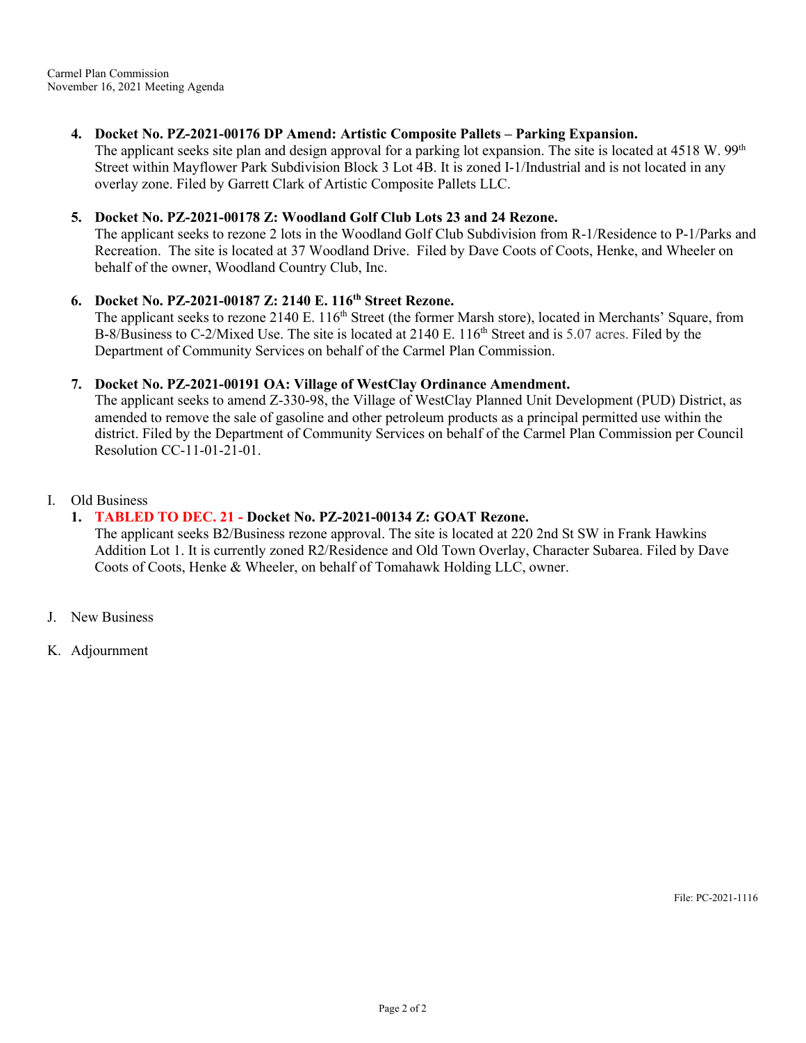4. **Docket No. PZ-2021-00176 DP Amend: Artistic Composite Pallets – Parking Expansion.**
   The applicant seeks site plan and design approval for a parking lot expansion. The site is located at 4518 W. 99th Street within Mayflower Park Subdivision Block 3 Lot 4B. It is zoned I-1/Industrial and is not located in any overlay zone. Filed by Garrett Clark of Artistic Composite Pallets LLC.

5. **Docket No. PZ-2021-00178 Z: Woodland Golf Club Lots 23 and 24 Rezone.**
   The applicant seeks to rezone 2 lots in the Woodland Golf Club Subdivision from R-1/Residence to P-1/Parks and Recreation. The site is located at 37 Woodland Drive. Filed by Dave Coots of Coots, Henke, and Wheeler on behalf of the owner, Woodland Country Club, Inc.

6. **Docket No. PZ-2021-00187 Z: 2140 E. 116th Street Rezone.**
   The applicant seeks to rezone 2140 E. 116th Street (the former Marsh store), located in Merchants' Square, from B-8/Business to C-2/Mixed Use. The site is located at 2140 E. 116th Street and is 5.07 acres. Filed by the Department of Community Services on behalf of the Carmel Plan Commission.

7. **Docket No. PZ-2021-00191 OA: Village of WestClay Ordinance Amendment.**
   The applicant seeks to amend Z-330-98, the Village of WestClay Planned Unit Development (PUD) District, as amended to remove the sale of gasoline and other petroleum products as a principal permitted use within the district. Filed by the Department of Community Services on behalf of the Carmel Plan Commission per Council Resolution CC-11-01-21-01.

I. Old Business

1. **TABLED TO DEC. 21 - Docket No. PZ-2021-00134 Z: GOAT Rezone.**
   The applicant seeks B2/Business rezone approval. The site is located at 220 2nd St SW in Frank Hawkins Addition Lot 1. It is currently zoned R2/Residence and Old Town Overlay, Character Subarea. Filed by Dave Coots of Coots, Henke & Wheeler, on behalf of Tomahawk Holding LLC, owner.

J. New Business

K. Adjournment

File: PC-2021-1116